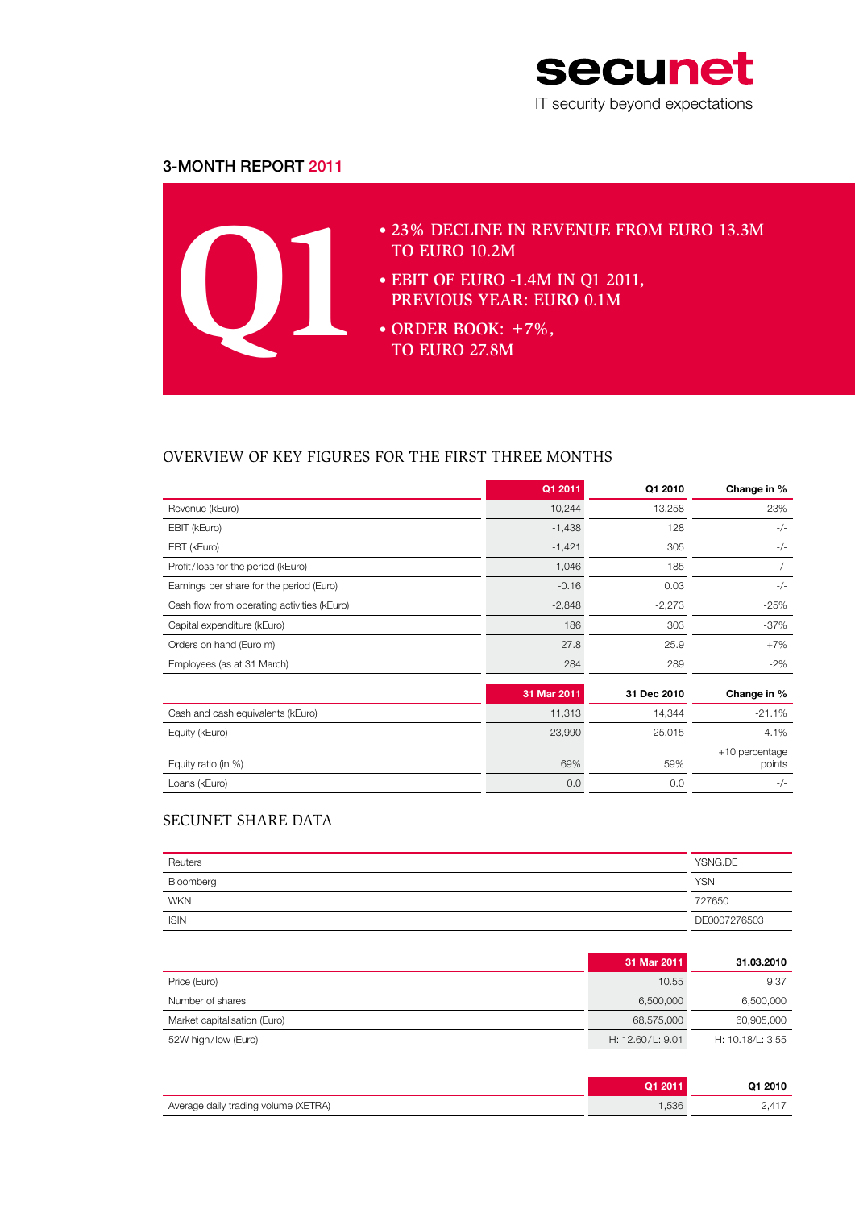secunet

IT security beyond expectations

# 3-MONTH REPORT 2011

Q1

- 23% DECLINE IN REVENUE FROM EURO 13.3M TO EURO 10.2M
- EBIT OF EURO -1.4M IN Q1 2011, PREVIOUS YEAR: EURO 0.1M
- ORDER BOOK: +7%, TO EURO 27.8M

## OVERVIEW OF KEY FIGURES FOR THE FIRST THREE MONTHS

| | Q1 2011 | Q1 2010 | Change in % |
|---|---|---|---|
| Revenue (kEuro) | 10,244 | 13,258 | -23% |
| EBIT (kEuro) | -1,438 | 128 | -/- |
| EBT (kEuro) | -1,421 | 305 | -/- |
| Profit/loss for the period (kEuro) | -1,046 | 185 | -/- |
| Earnings per share for the period (Euro) | -0.16 | 0.03 | -/- |
| Cash flow from operating activities (kEuro) | -2,848 | -2,273 | -25% |
| Capital expenditure (kEuro) | 186 | 303 | -37% |
| Orders on hand (Euro m) | 27.8 | 25.9 | +7% |
| Employees (as at 31 March) | 284 | 289 | -2% |

| | 31 Mar 2011 | 31 Dec 2010 | Change in % |
|---|---|---|---|
| Cash and cash equivalents (kEuro) | 11,313 | 14,344 | -21.1% |
| Equity (kEuro) | 23,990 | 25,015 | -4.1% |
| Equity ratio (in %) | 69% | 59% | +10 percentage points |
| Loans (kEuro) | 0.0 | 0.0 | -/- |

## SECUNET SHARE DATA

| | |
|---|---|
| Reuters | YSNG.DE |
| Bloomberg | YSN |
| WKN | 727650 |
| ISIN | DE0007276503 |

| | 31 Mar 2011 | 31.03.2010 |
|---|---|---|
| Price (Euro) | 10.55 | 9.37 |
| Number of shares | 6,500,000 | 6,500,000 |
| Market capitalisation (Euro) | 68,575,000 | 60,905,000 |
| 52W high/low (Euro) | H: 12.60/L: 9.01 | H: 10.18/L: 3.55 |

| | Q1 2011 | Q1 2010 |
|---|---|---|
| Average daily trading volume (XETRA) | 1,536 | 2,417 |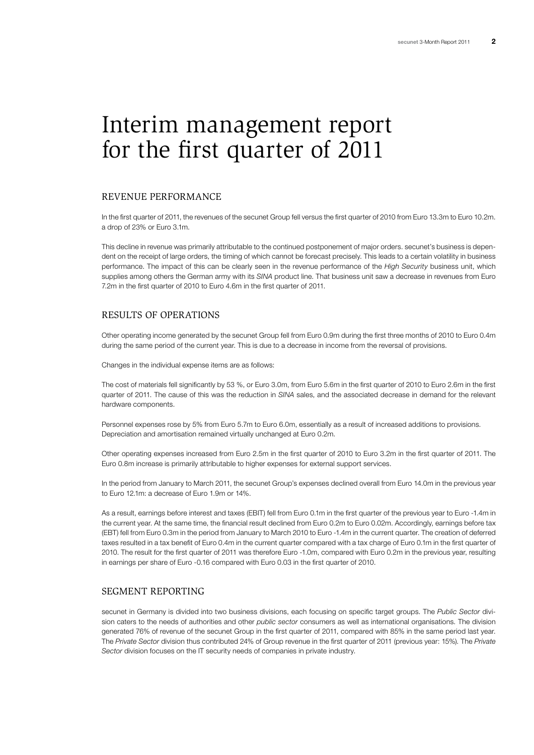# Interim management report for the first quarter of 2011

## REVENUE PERFORMANCE

In the first quarter of 2011, the revenues of the secunet Group fell versus the first quarter of 2010 from Euro 13.3m to Euro 10.2m. a drop of 23% or Euro 3.1m.

This decline in revenue was primarily attributable to the continued postponement of major orders. secunet's business is dependent on the receipt of large orders, the timing of which cannot be forecast precisely. This leads to a certain volatility in business performance. The impact of this can be clearly seen in the revenue performance of the *High Security* business unit, which supplies among others the German army with its *SINA* product line. That business unit saw a decrease in revenues from Euro 7.2m in the first quarter of 2010 to Euro 4.6m in the first quarter of 2011.

## RESULTS OF OPERATIONS

Other operating income generated by the secunet Group fell from Euro 0.9m during the first three months of 2010 to Euro 0.4m during the same period of the current year. This is due to a decrease in income from the reversal of provisions.

Changes in the individual expense items are as follows:

The cost of materials fell significantly by 53 %, or Euro 3.0m, from Euro 5.6m in the first quarter of 2010 to Euro 2.6m in the first quarter of 2011. The cause of this was the reduction in *SINA* sales, and the associated decrease in demand for the relevant hardware components.

Personnel expenses rose by 5% from Euro 5.7m to Euro 6.0m, essentially as a result of increased additions to provisions. Depreciation and amortisation remained virtually unchanged at Euro 0.2m.

Other operating expenses increased from Euro 2.5m in the first quarter of 2010 to Euro 3.2m in the first quarter of 2011. The Euro 0.8m increase is primarily attributable to higher expenses for external support services.

In the period from January to March 2011, the secunet Group's expenses declined overall from Euro 14.0m in the previous year to Euro 12.1m: a decrease of Euro 1.9m or 14%.

As a result, earnings before interest and taxes (EBIT) fell from Euro 0.1m in the first quarter of the previous year to Euro -1.4m in the current year. At the same time, the financial result declined from Euro 0.2m to Euro 0.02m. Accordingly, earnings before tax (EBT) fell from Euro 0.3m in the period from January to March 2010 to Euro -1.4m in the current quarter. The creation of deferred taxes resulted in a tax benefit of Euro 0.4m in the current quarter compared with a tax charge of Euro 0.1m in the first quarter of 2010. The result for the first quarter of 2011 was therefore Euro -1.0m, compared with Euro 0.2m in the previous year, resulting in earnings per share of Euro -0.16 compared with Euro 0.03 in the first quarter of 2010.

## SEGMENT REPORTING

secunet in Germany is divided into two business divisions, each focusing on specific target groups. The *Public Sector* division caters to the needs of authorities and other *public sector* consumers as well as international organisations. The division generated 76% of revenue of the secunet Group in the first quarter of 2011, compared with 85% in the same period last year. The *Private Sector* division thus contributed 24% of Group revenue in the first quarter of 2011 (previous year: 15%). The *Private Sector* division focuses on the IT security needs of companies in private industry.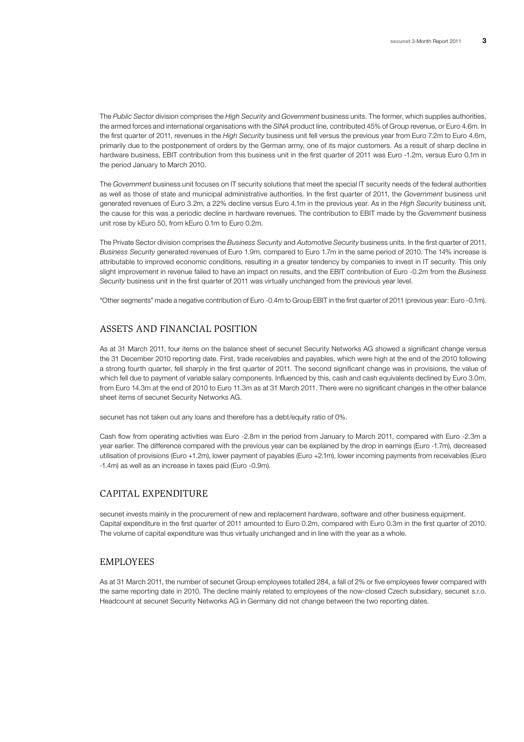The *Public Sector* division comprises the *High Security* and *Government* business units. The former, which supplies authorities, the armed forces and international organisations with the *SINA* product line, contributed 45% of Group revenue, or Euro 4.6m. In the first quarter of 2011, revenues in the *High Security* business unit fell versus the previous year from Euro 7.2m to Euro 4.6m, primarily due to the postponement of orders by the German army, one of its major customers. As a result of sharp decline in hardware business, EBIT contribution from this business unit in the first quarter of 2011 was Euro -1.2m, versus Euro 0.1m in the period January to March 2010.

The *Government* business unit focuses on IT security solutions that meet the special IT security needs of the federal authorities as well as those of state and municipal administrative authorities. In the first quarter of 2011, the *Government* business unit generated revenues of Euro 3.2m, a 22% decline versus Euro 4.1m in the previous year. As in the *High Security* business unit, the cause for this was a periodic decline in hardware revenues. The contribution to EBIT made by the *Government* business unit rose by kEuro 50, from kEuro 0.1m to Euro 0.2m.

The Private Sector division comprises the *Business Security* and *Automotive Security* business units. In the first quarter of 2011, *Business Security* generated revenues of Euro 1.9m, compared to Euro 1.7m in the same period of 2010. The 14% increase is attributable to improved economic conditions, resulting in a greater tendency by companies to invest in IT security. This only slight improvement in revenue failed to have an impact on results, and the EBIT contribution of Euro -0.2m from the *Business Security* business unit in the first quarter of 2011 was virtually unchanged from the previous year level.

"Other segments" made a negative contribution of Euro -0.4m to Group EBIT in the first quarter of 2011 (previous year: Euro -0.1m).

## ASSETS AND FINANCIAL POSITION

As at 31 March 2011, four items on the balance sheet of secunet Security Networks AG showed a significant change versus the 31 December 2010 reporting date. First, trade receivables and payables, which were high at the end of the 2010 following a strong fourth quarter, fell sharply in the first quarter of 2011. The second significant change was in provisions, the value of which fell due to payment of variable salary components. Influenced by this, cash and cash equivalents declined by Euro 3.0m, from Euro 14.3m at the end of 2010 to Euro 11.3m as at 31 March 2011. There were no significant changes in the other balance sheet items of secunet Security Networks AG.

secunet has not taken out any loans and therefore has a debt/equity ratio of 0%.

Cash flow from operating activities was Euro -2.8m in the period from January to March 2011, compared with Euro -2.3m a year earlier. The difference compared with the previous year can be explained by the drop in earnings (Euro -1.7m), decreased utilisation of provisions (Euro +1.2m), lower payment of payables (Euro +2.1m), lower incoming payments from receivables (Euro -1.4m) as well as an increase in taxes paid (Euro -0.9m).

## CAPITAL EXPENDITURE

secunet invests mainly in the procurement of new and replacement hardware, software and other business equipment. Capital expenditure in the first quarter of 2011 amounted to Euro 0.2m, compared with Euro 0.3m in the first quarter of 2010. The volume of capital expenditure was thus virtually unchanged and in line with the year as a whole.

## EMPLOYEES

As at 31 March 2011, the number of secunet Group employees totalled 284, a fall of 2% or five employees fewer compared with the same reporting date in 2010. The decline mainly related to employees of the now-closed Czech subsidiary, secunet s.r.o. Headcount at secunet Security Networks AG in Germany did not change between the two reporting dates.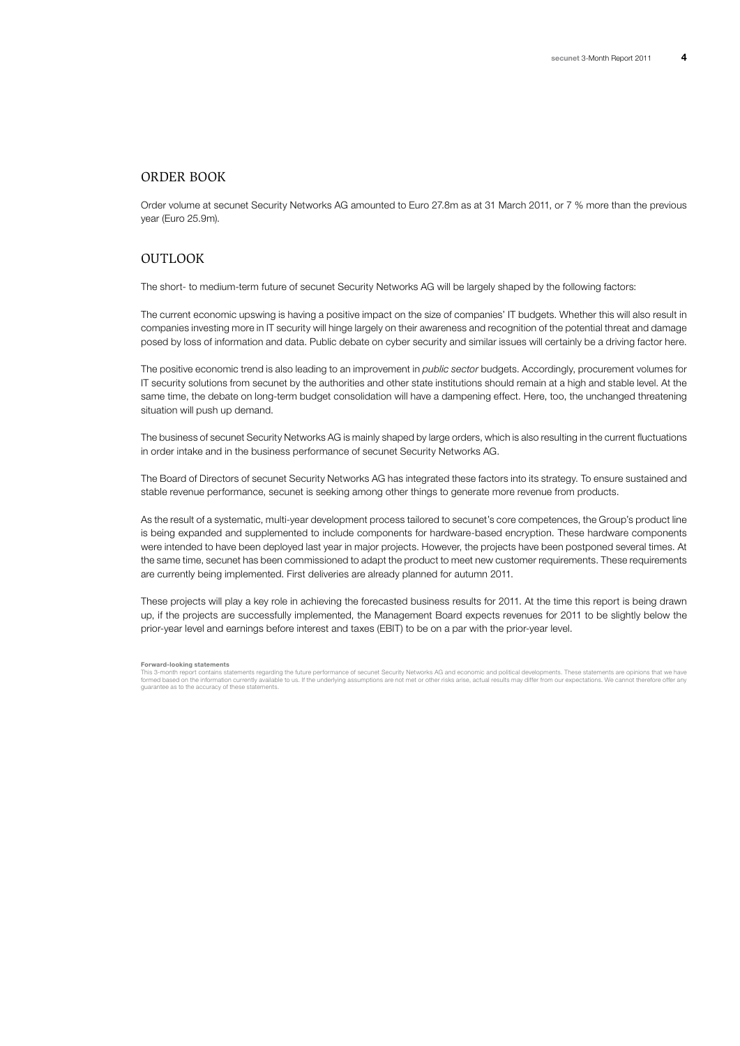## ORDER BOOK

Order volume at secunet Security Networks AG amounted to Euro 27.8m as at 31 March 2011, or 7 % more than the previous year (Euro 25.9m).

## OUTLOOK

The short- to medium-term future of secunet Security Networks AG will be largely shaped by the following factors:

The current economic upswing is having a positive impact on the size of companies' IT budgets. Whether this will also result in companies investing more in IT security will hinge largely on their awareness and recognition of the potential threat and damage posed by loss of information and data. Public debate on cyber security and similar issues will certainly be a driving factor here.

The positive economic trend is also leading to an improvement in *public sector* budgets. Accordingly, procurement volumes for IT security solutions from secunet by the authorities and other state institutions should remain at a high and stable level. At the same time, the debate on long-term budget consolidation will have a dampening effect. Here, too, the unchanged threatening situation will push up demand.

The business of secunet Security Networks AG is mainly shaped by large orders, which is also resulting in the current fluctuations in order intake and in the business performance of secunet Security Networks AG.

The Board of Directors of secunet Security Networks AG has integrated these factors into its strategy. To ensure sustained and stable revenue performance, secunet is seeking among other things to generate more revenue from products.

As the result of a systematic, multi-year development process tailored to secunet's core competences, the Group's product line is being expanded and supplemented to include components for hardware-based encryption. These hardware components were intended to have been deployed last year in major projects. However, the projects have been postponed several times. At the same time, secunet has been commissioned to adapt the product to meet new customer requirements. These requirements are currently being implemented. First deliveries are already planned for autumn 2011.

These projects will play a key role in achieving the forecasted business results for 2011. At the time this report is being drawn up, if the projects are successfully implemented, the Management Board expects revenues for 2011 to be slightly below the prior-year level and earnings before interest and taxes (EBIT) to be on a par with the prior-year level.

**Forward-looking statements**
This 3-month report contains statements regarding the future performance of secunet Security Networks AG and economic and political developments. These statements are opinions that we have formed based on the information currently available to us. If the underlying assumptions are not met or other risks arise, actual results may differ from our expectations. We cannot therefore offer any guarantee as to the accuracy of these statements.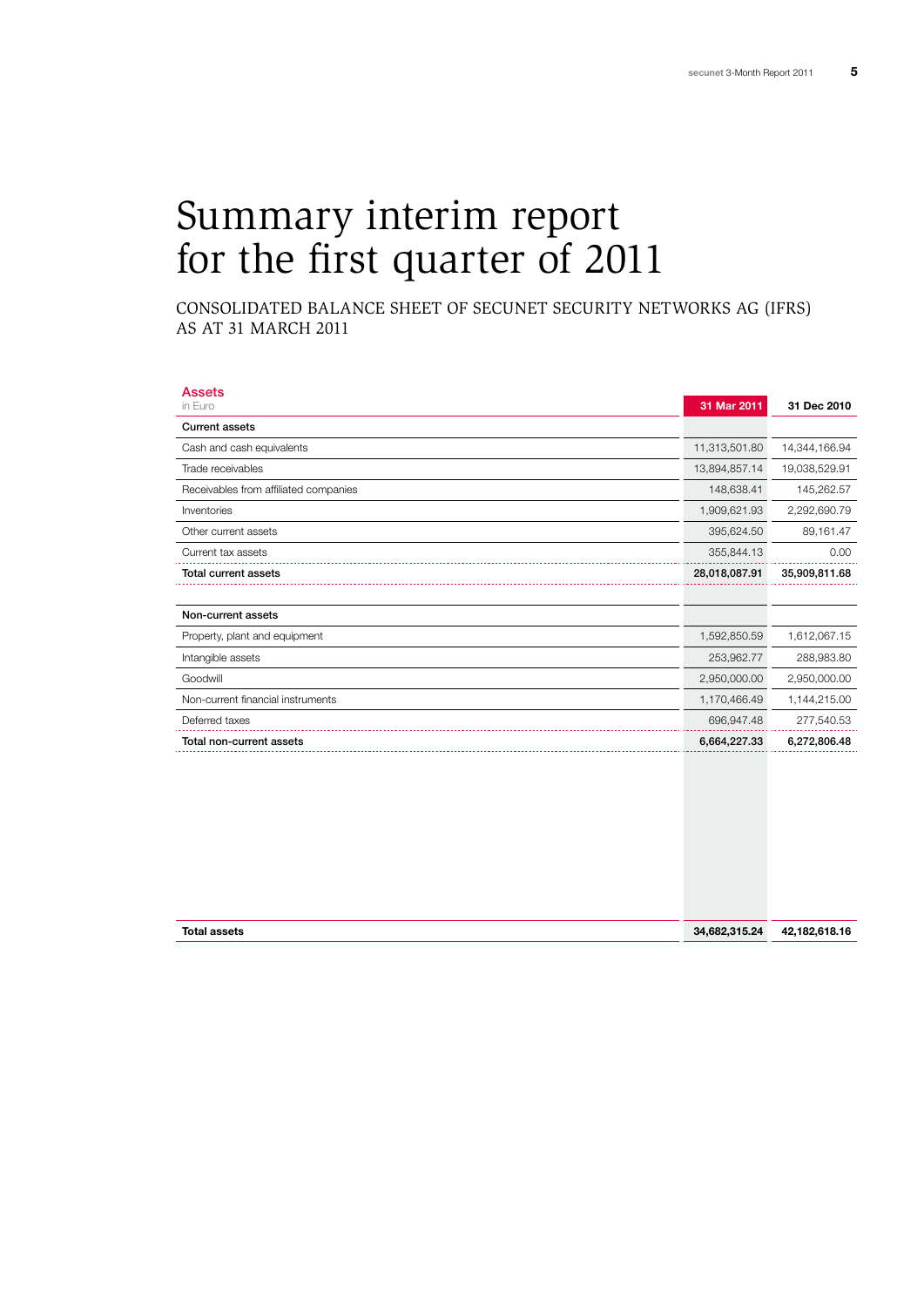# Summary interim report for the first quarter of 2011

## CONSOLIDATED BALANCE SHEET OF SECUNET SECURITY NETWORKS AG (IFRS) AS AT 31 MARCH 2011

| Assets<br>in Euro | 31 Mar 2011 | 31 Dec 2010 |
|---|---|---|
| **Current assets** | | |
| Cash and cash equivalents | 11,313,501.80 | 14,344,166.94 |
| Trade receivables | 13,894,857.14 | 19,038,529.91 |
| Receivables from affiliated companies | 148,638.41 | 145,262.57 |
| Inventories | 1,909,621.93 | 2,292,690.79 |
| Other current assets | 395,624.50 | 89,161.47 |
| Current tax assets | 355,844.13 | 0.00 |
| **Total current assets** | **28,018,087.91** | **35,909,811.68** |
| | | |
| **Non-current assets** | | |
| Property, plant and equipment | 1,592,850.59 | 1,612,067.15 |
| Intangible assets | 253,962.77 | 288,983.80 |
| Goodwill | 2,950,000.00 | 2,950,000.00 |
| Non-current financial instruments | 1,170,466.49 | 1,144,215.00 |
| Deferred taxes | 696,947.48 | 277,540.53 |
| **Total non-current assets** | **6,664,227.33** | **6,272,806.48** |
| | | |
| **Total assets** | **34,682,315.24** | **42,182,618.16** |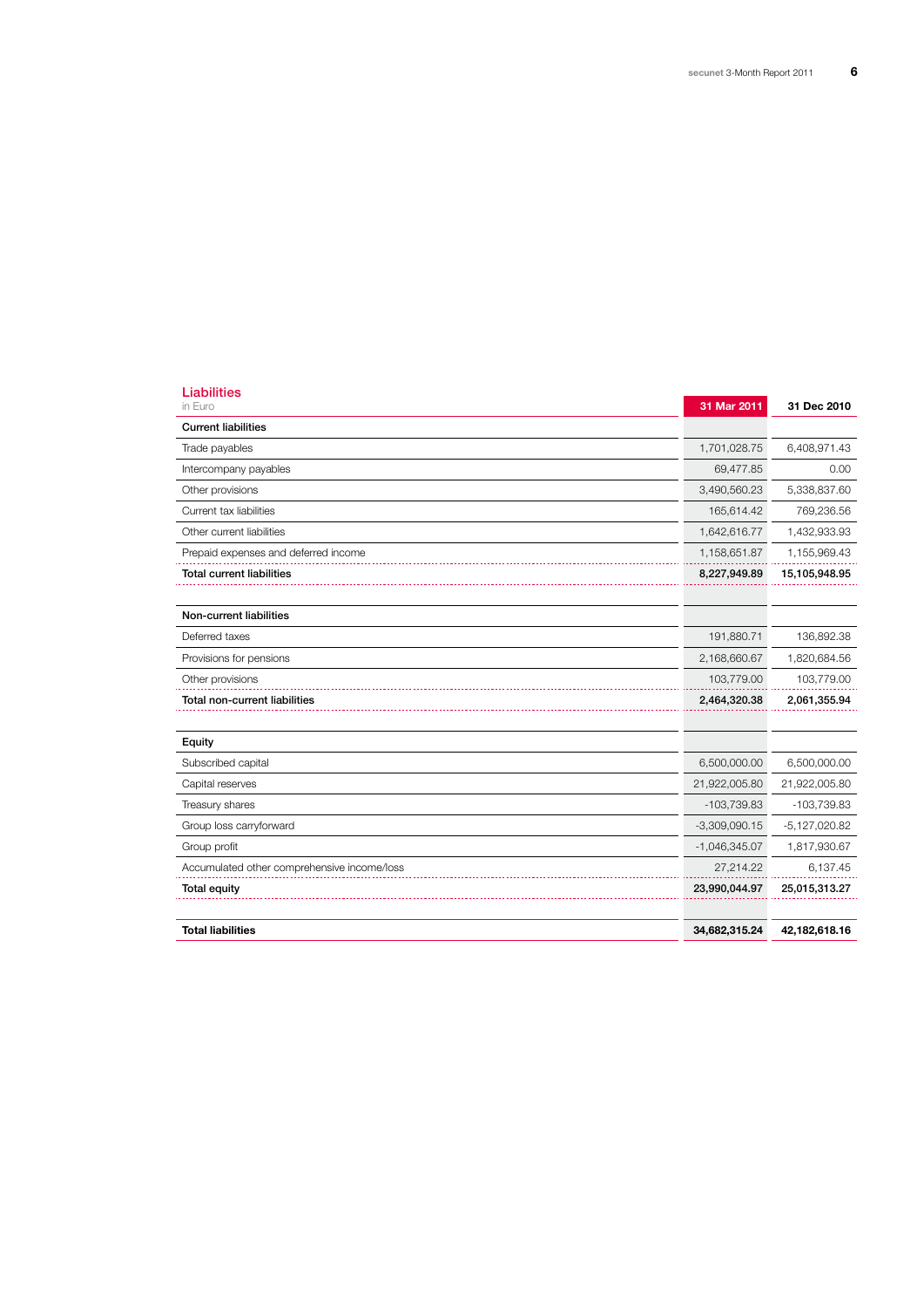## Liabilities

in Euro

| | 31 Mar 2011 | 31 Dec 2010 |
|---|---|---|
| **Current liabilities** | | |
| Trade payables | 1,701,028.75 | 6,408,971.43 |
| Intercompany payables | 69,477.85 | 0.00 |
| Other provisions | 3,490,560.23 | 5,338,837.60 |
| Current tax liabilities | 165,614.42 | 769,236.56 |
| Other current liabilities | 1,642,616.77 | 1,432,933.93 |
| Prepaid expenses and deferred income | 1,158,651.87 | 1,155,969.43 |
| **Total current liabilities** | **8,227,949.89** | **15,105,948.95** |
| | | |
| **Non-current liabilities** | | |
| Deferred taxes | 191,880.71 | 136,892.38 |
| Provisions for pensions | 2,168,660.67 | 1,820,684.56 |
| Other provisions | 103,779.00 | 103,779.00 |
| **Total non-current liabilities** | **2,464,320.38** | **2,061,355.94** |
| | | |
| **Equity** | | |
| Subscribed capital | 6,500,000.00 | 6,500,000.00 |
| Capital reserves | 21,922,005.80 | 21,922,005.80 |
| Treasury shares | -103,739.83 | -103,739.83 |
| Group loss carryforward | -3,309,090.15 | -5,127,020.82 |
| Group profit | -1,046,345.07 | 1,817,930.67 |
| Accumulated other comprehensive income/loss | 27,214.22 | 6,137.45 |
| **Total equity** | **23,990,044.97** | **25,015,313.27** |
| | | |
| **Total liabilities** | **34,682,315.24** | **42,182,618.16** |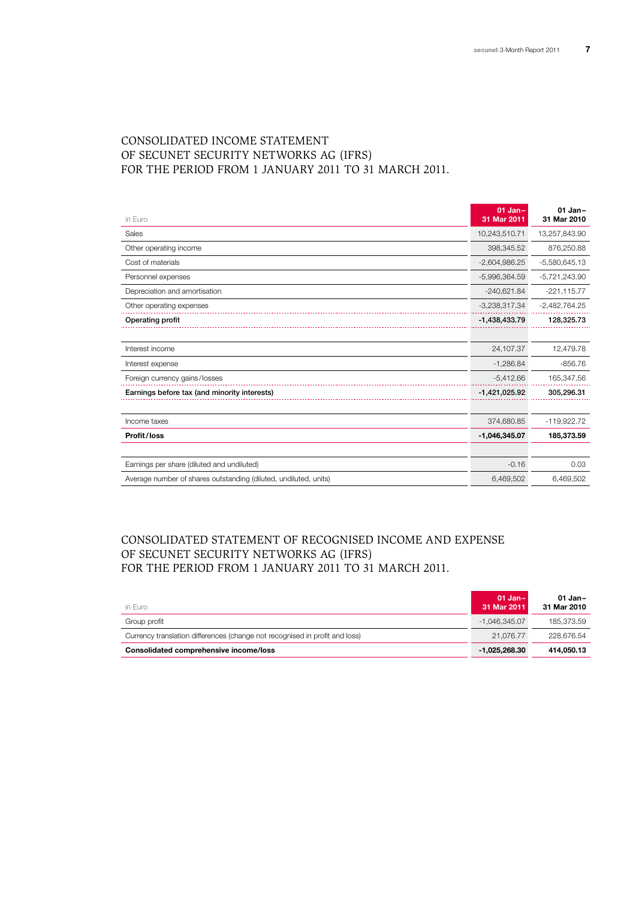## CONSOLIDATED INCOME STATEMENT OF SECUNET SECURITY NETWORKS AG (IFRS) FOR THE PERIOD FROM 1 JANUARY 2011 TO 31 MARCH 2011.

| in Euro | 01 Jan–31 Mar 2011 | 01 Jan–31 Mar 2010 |
|---|---|---|
| Sales | 10,243,510.71 | 13,257,843.90 |
| Other operating income | 398,345.52 | 876,250.88 |
| Cost of materials | -2,604,986.25 | -5,580,645.13 |
| Personnel expenses | -5,996,364.59 | -5,721,243.90 |
| Depreciation and amortisation | -240,621.84 | -221,115.77 |
| Other operating expenses | -3,238,317.34 | -2,482,764.25 |
| **Operating profit** | **-1,438,433.79** | **128,325.73** |
| | | |
| Interest income | 24,107.37 | 12,479.78 |
| Interest expense | -1,286.84 | -856.76 |
| Foreign currency gains/losses | -5,412.66 | 165,347.56 |
| **Earnings before tax (and minority interests)** | **-1,421,025.92** | **305,296.31** |
| | | |
| Income taxes | 374,680.85 | -119,922.72 |
| **Profit/loss** | **-1,046,345.07** | **185,373.59** |
| | | |
| Earnings per share (diluted and undiluted) | -0.16 | 0.03 |
| Average number of shares outstanding (diluted, undiluted, units) | 6,469,502 | 6,469,502 |

## CONSOLIDATED STATEMENT OF RECOGNISED INCOME AND EXPENSE OF SECUNET SECURITY NETWORKS AG (IFRS) FOR THE PERIOD FROM 1 JANUARY 2011 TO 31 MARCH 2011.

| in Euro | 01 Jan–31 Mar 2011 | 01 Jan–31 Mar 2010 |
|---|---|---|
| Group profit | -1,046,345.07 | 185,373.59 |
| Currency translation differences (change not recognised in profit and loss) | 21,076.77 | 228,676.54 |
| **Consolidated comprehensive income/loss** | **-1,025,268.30** | **414,050.13** |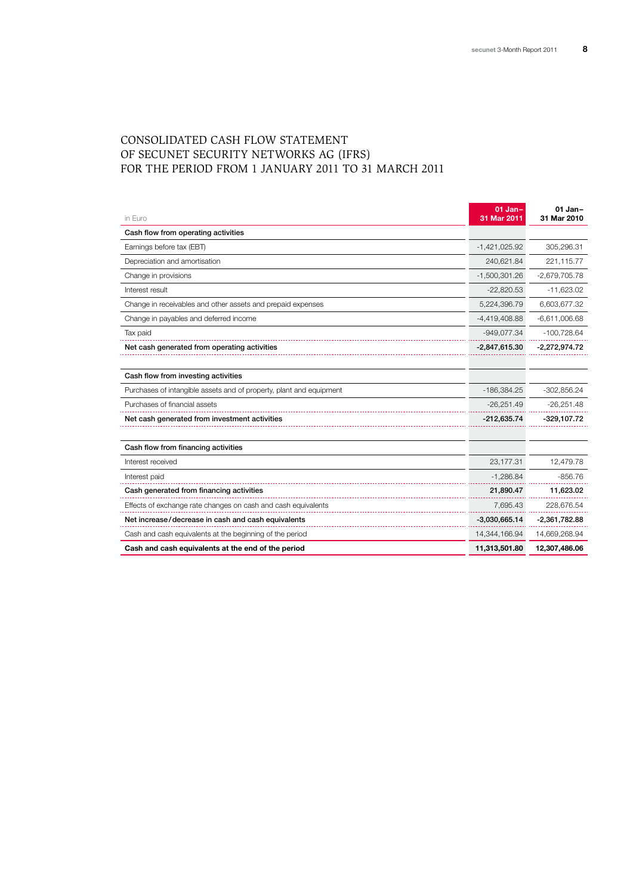# CONSOLIDATED CASH FLOW STATEMENT OF SECUNET SECURITY NETWORKS AG (IFRS) FOR THE PERIOD FROM 1 JANUARY 2011 TO 31 MARCH 2011

| in Euro | 01 Jan– 31 Mar 2011 | 01 Jan– 31 Mar 2010 |
|---|---|---|
| **Cash flow from operating activities** | | |
| Earnings before tax (EBT) | -1,421,025.92 | 305,296.31 |
| Depreciation and amortisation | 240,621.84 | 221,115.77 |
| Change in provisions | -1,500,301.26 | -2,679,705.78 |
| Interest result | -22,820.53 | -11,623.02 |
| Change in receivables and other assets and prepaid expenses | 5,224,396.79 | 6,603,677.32 |
| Change in payables and deferred income | -4,419,408.88 | -6,611,006.68 |
| Tax paid | -949,077.34 | -100,728.64 |
| **Net cash generated from operating activities** | **-2,847,615.30** | **-2,272,974.72** |
| | | |
| **Cash flow from investing activities** | | |
| Purchases of intangible assets and of property, plant and equipment | -186,384.25 | -302,856.24 |
| Purchases of financial assets | -26,251.49 | -26,251.48 |
| **Net cash generated from investment activities** | **-212,635.74** | **-329,107.72** |
| | | |
| **Cash flow from financing activities** | | |
| Interest received | 23,177.31 | 12,479.78 |
| Interest paid | -1,286.84 | -856.76 |
| **Cash generated from financing activities** | **21,890.47** | **11,623.02** |
| Effects of exchange rate changes on cash and cash equivalents | 7,695.43 | 228,676.54 |
| **Net increase/decrease in cash and cash equivalents** | **-3,030,665.14** | **-2,361,782.88** |
| Cash and cash equivalents at the beginning of the period | 14,344,166.94 | 14,669,268.94 |
| **Cash and cash equivalents at the end of the period** | **11,313,501.80** | **12,307,486.06** |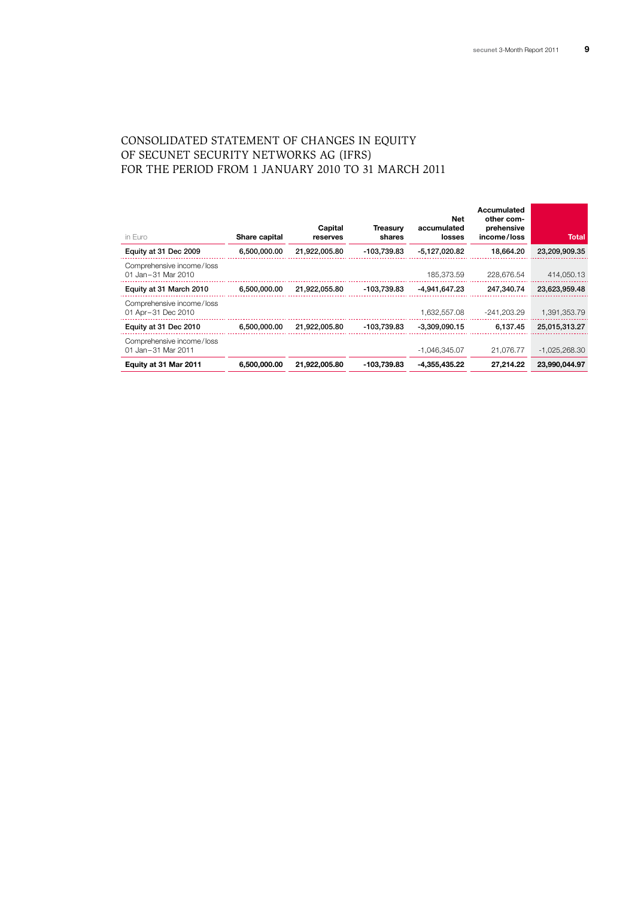# CONSOLIDATED STATEMENT OF CHANGES IN EQUITY OF SECUNET SECURITY NETWORKS AG (IFRS) FOR THE PERIOD FROM 1 JANUARY 2010 TO 31 MARCH 2011

| in Euro | Share capital | Capital reserves | Treasury shares | Net accumulated losses | Accumulated other comprehensive income/loss | Total |
|---|---|---|---|---|---|---|
| **Equity at 31 Dec 2009** | **6,500,000.00** | **21,922,005.80** | **-103,739.83** | **-5,127,020.82** | **18,664.20** | **23,209,909.35** |
| Comprehensive income/loss 01 Jan–31 Mar 2010 | | | | 185,373.59 | 228,676.54 | 414,050.13 |
| **Equity at 31 March 2010** | **6,500,000.00** | **21,922,055.80** | **-103,739.83** | **-4,941,647.23** | **247,340.74** | **23,623,959.48** |
| Comprehensive income/loss 01 Apr–31 Dec 2010 | | | | 1,632,557.08 | -241,203.29 | 1,391,353.79 |
| **Equity at 31 Dec 2010** | **6,500,000.00** | **21,922,005.80** | **-103,739.83** | **-3,309,090.15** | **6,137.45** | **25,015,313.27** |
| Comprehensive income/loss 01 Jan–31 Mar 2011 | | | | -1,046,345.07 | 21,076.77 | -1,025,268.30 |
| **Equity at 31 Mar 2011** | **6,500,000.00** | **21,922,005.80** | **-103,739.83** | **-4,355,435.22** | **27,214.22** | **23,990,044.97** |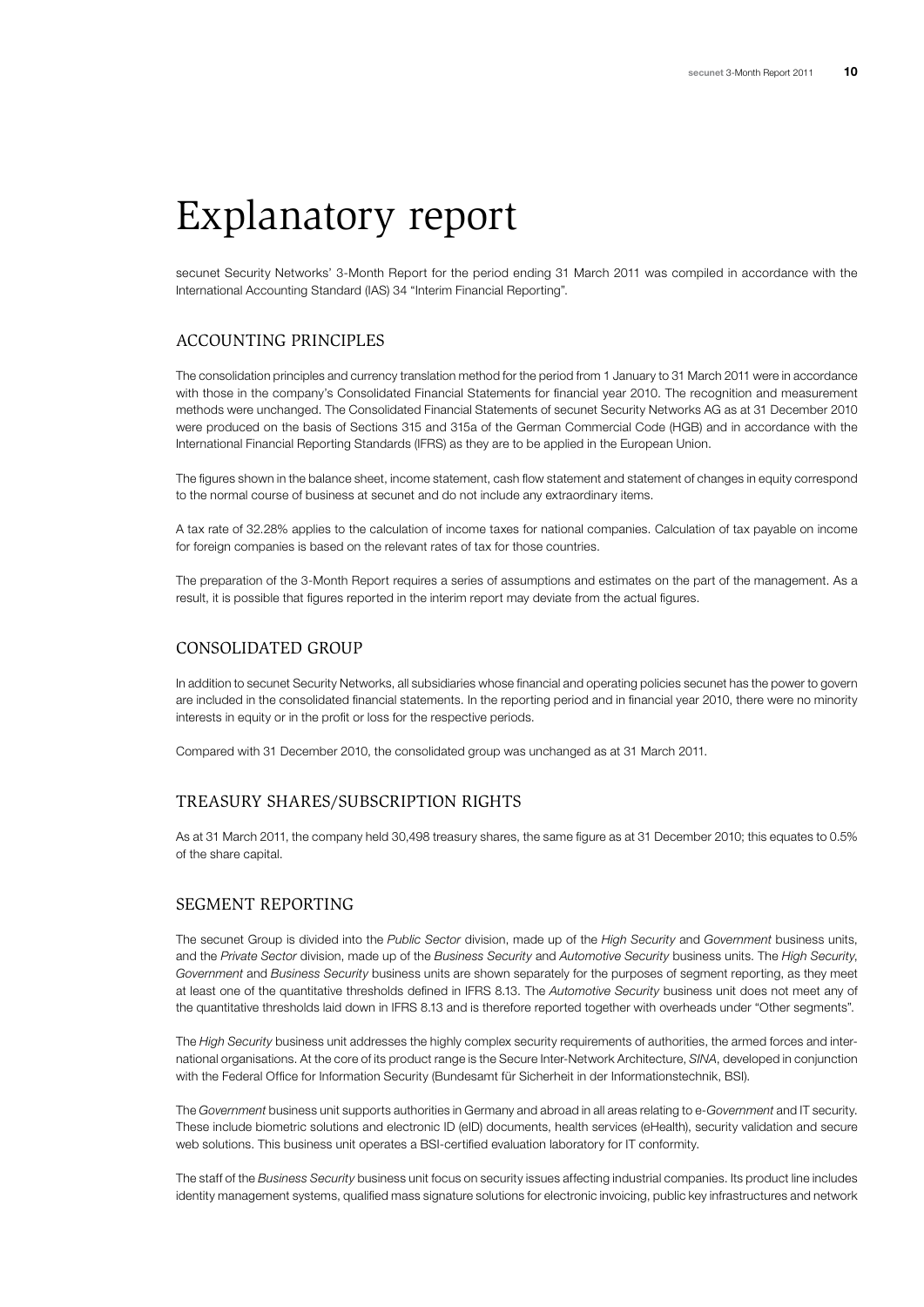# Explanatory report

secunet Security Networks' 3-Month Report for the period ending 31 March 2011 was compiled in accordance with the International Accounting Standard (IAS) 34 "Interim Financial Reporting".

## ACCOUNTING PRINCIPLES

The consolidation principles and currency translation method for the period from 1 January to 31 March 2011 were in accordance with those in the company's Consolidated Financial Statements for financial year 2010. The recognition and measurement methods were unchanged. The Consolidated Financial Statements of secunet Security Networks AG as at 31 December 2010 were produced on the basis of Sections 315 and 315a of the German Commercial Code (HGB) and in accordance with the International Financial Reporting Standards (IFRS) as they are to be applied in the European Union.

The figures shown in the balance sheet, income statement, cash flow statement and statement of changes in equity correspond to the normal course of business at secunet and do not include any extraordinary items.

A tax rate of 32.28% applies to the calculation of income taxes for national companies. Calculation of tax payable on income for foreign companies is based on the relevant rates of tax for those countries.

The preparation of the 3-Month Report requires a series of assumptions and estimates on the part of the management. As a result, it is possible that figures reported in the interim report may deviate from the actual figures.

## CONSOLIDATED GROUP

In addition to secunet Security Networks, all subsidiaries whose financial and operating policies secunet has the power to govern are included in the consolidated financial statements. In the reporting period and in financial year 2010, there were no minority interests in equity or in the profit or loss for the respective periods.

Compared with 31 December 2010, the consolidated group was unchanged as at 31 March 2011.

## TREASURY SHARES/SUBSCRIPTION RIGHTS

As at 31 March 2011, the company held 30,498 treasury shares, the same figure as at 31 December 2010; this equates to 0.5% of the share capital.

## SEGMENT REPORTING

The secunet Group is divided into the *Public Sector* division, made up of the *High Security* and *Government* business units, and the *Private Sector* division, made up of the *Business Security* and *Automotive Security* business units. The *High Security*, *Government* and *Business Security* business units are shown separately for the purposes of segment reporting, as they meet at least one of the quantitative thresholds defined in IFRS 8.13. The *Automotive Security* business unit does not meet any of the quantitative thresholds laid down in IFRS 8.13 and is therefore reported together with overheads under "Other segments".

The *High Security* business unit addresses the highly complex security requirements of authorities, the armed forces and international organisations. At the core of its product range is the Secure Inter-Network Architecture, *SINA*, developed in conjunction with the Federal Office for Information Security (Bundesamt für Sicherheit in der Informationstechnik, BSI).

The *Government* business unit supports authorities in Germany and abroad in all areas relating to e-*Government* and IT security. These include biometric solutions and electronic ID (eID) documents, health services (eHealth), security validation and secure web solutions. This business unit operates a BSI-certified evaluation laboratory for IT conformity.

The staff of the *Business Security* business unit focus on security issues affecting industrial companies. Its product line includes identity management systems, qualified mass signature solutions for electronic invoicing, public key infrastructures and network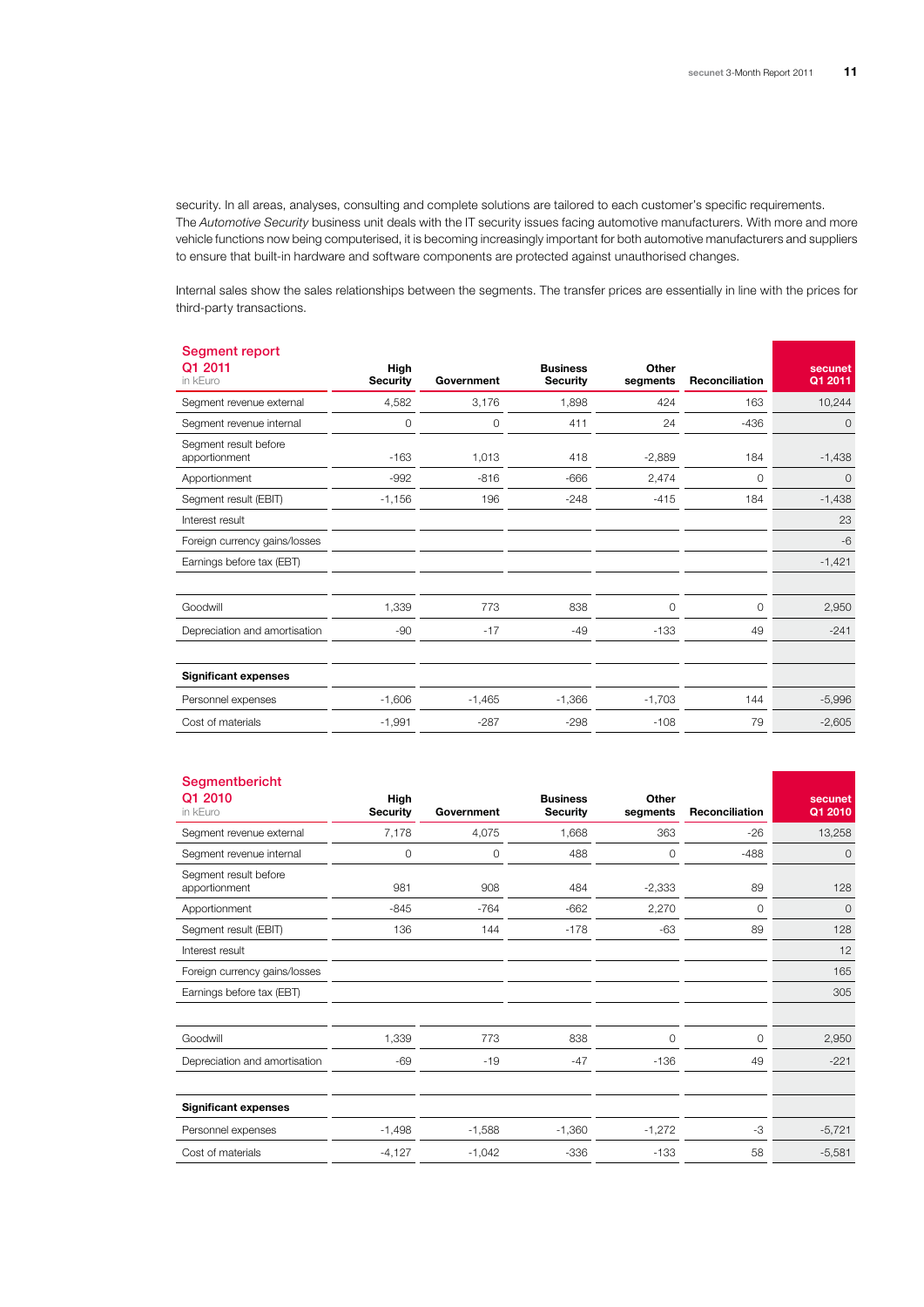security. In all areas, analyses, consulting and complete solutions are tailored to each customer's specific requirements. The *Automotive Security* business unit deals with the IT security issues facing automotive manufacturers. With more and more vehicle functions now being computerised, it is becoming increasingly important for both automotive manufacturers and suppliers to ensure that built-in hardware and software components are protected against unauthorised changes.

Internal sales show the sales relationships between the segments. The transfer prices are essentially in line with the prices for third-party transactions.

**Segment report Q1 2011** (in kEuro)

| | High Security | Government | Business Security | Other segments | Reconciliation | secunet Q1 2011 |
|---|---|---|---|---|---|---|
| Segment revenue external | 4,582 | 3,176 | 1,898 | 424 | 163 | 10,244 |
| Segment revenue internal | 0 | 0 | 411 | 24 | -436 | 0 |
| Segment result before apportionment | -163 | 1,013 | 418 | -2,889 | 184 | -1,438 |
| Apportionment | -992 | -816 | -666 | 2,474 | 0 | 0 |
| Segment result (EBIT) | -1,156 | 196 | -248 | -415 | 184 | -1,438 |
| Interest result | | | | | | 23 |
| Foreign currency gains/losses | | | | | | -6 |
| Earnings before tax (EBT) | | | | | | -1,421 |
| | | | | | | |
| Goodwill | 1,339 | 773 | 838 | 0 | 0 | 2,950 |
| Depreciation and amortisation | -90 | -17 | -49 | -133 | 49 | -241 |
| | | | | | | |
| **Significant expenses** | | | | | | |
| Personnel expenses | -1,606 | -1,465 | -1,366 | -1,703 | 144 | -5,996 |
| Cost of materials | -1,991 | -287 | -298 | -108 | 79 | -2,605 |

**Segmentbericht Q1 2010** (in kEuro)

| | High Security | Government | Business Security | Other segments | Reconciliation | secunet Q1 2010 |
|---|---|---|---|---|---|---|
| Segment revenue external | 7,178 | 4,075 | 1,668 | 363 | -26 | 13,258 |
| Segment revenue internal | 0 | 0 | 488 | 0 | -488 | 0 |
| Segment result before apportionment | 981 | 908 | 484 | -2,333 | 89 | 128 |
| Apportionment | -845 | -764 | -662 | 2,270 | 0 | 0 |
| Segment result (EBIT) | 136 | 144 | -178 | -63 | 89 | 128 |
| Interest result | | | | | | 12 |
| Foreign currency gains/losses | | | | | | 165 |
| Earnings before tax (EBT) | | | | | | 305 |
| | | | | | | |
| Goodwill | 1,339 | 773 | 838 | 0 | 0 | 2,950 |
| Depreciation and amortisation | -69 | -19 | -47 | -136 | 49 | -221 |
| | | | | | | |
| **Significant expenses** | | | | | | |
| Personnel expenses | -1,498 | -1,588 | -1,360 | -1,272 | -3 | -5,721 |
| Cost of materials | -4,127 | -1,042 | -336 | -133 | 58 | -5,581 |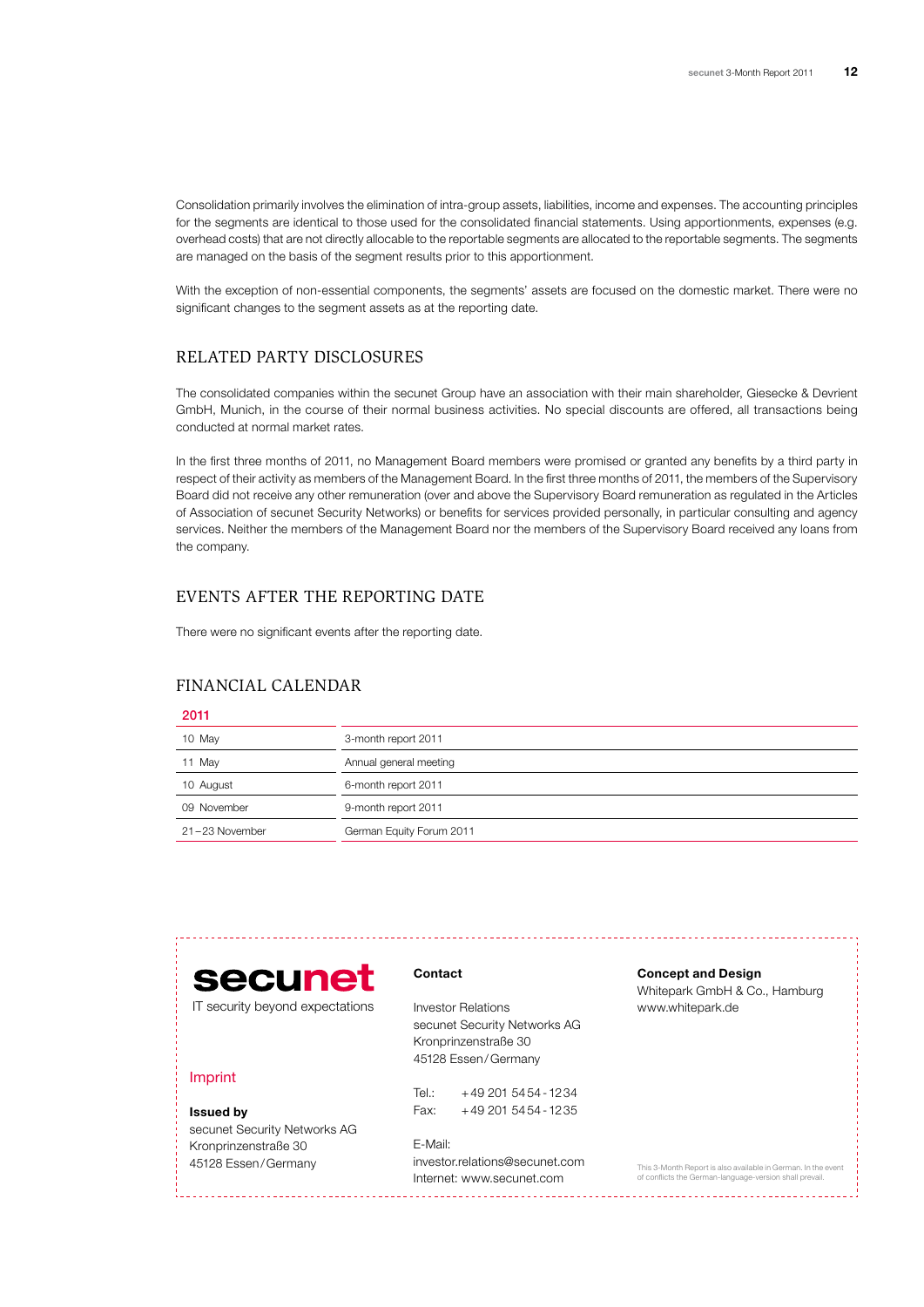Consolidation primarily involves the elimination of intra-group assets, liabilities, income and expenses. The accounting principles for the segments are identical to those used for the consolidated financial statements. Using apportionments, expenses (e.g. overhead costs) that are not directly allocable to the reportable segments are allocated to the reportable segments. The segments are managed on the basis of the segment results prior to this apportionment.

With the exception of non-essential components, the segments' assets are focused on the domestic market. There were no significant changes to the segment assets as at the reporting date.

## RELATED PARTY DISCLOSURES

The consolidated companies within the secunet Group have an association with their main shareholder, Giesecke & Devrient GmbH, Munich, in the course of their normal business activities. No special discounts are offered, all transactions being conducted at normal market rates.

In the first three months of 2011, no Management Board members were promised or granted any benefits by a third party in respect of their activity as members of the Management Board. In the first three months of 2011, the members of the Supervisory Board did not receive any other remuneration (over and above the Supervisory Board remuneration as regulated in the Articles of Association of secunet Security Networks) or benefits for services provided personally, in particular consulting and agency services. Neither the members of the Management Board nor the members of the Supervisory Board received any loans from the company.

## EVENTS AFTER THE REPORTING DATE

There were no significant events after the reporting date.

## FINANCIAL CALENDAR

| 2011 | |
|---|---|
| 10 May | 3-month report 2011 |
| 11 May | Annual general meeting |
| 10 August | 6-month report 2011 |
| 09 November | 9-month report 2011 |
| 21–23 November | German Equity Forum 2011 |

secunet

IT security beyond expectations

Imprint

**Issued by**
secunet Security Networks AG
Kronprinzenstraße 30
45128 Essen/Germany

**Contact**

Investor Relations
secunet Security Networks AG
Kronprinzenstraße 30
45128 Essen/Germany

Tel.: +49 201 5454-1234
Fax: +49 201 5454-1235

E-Mail:
investor.relations@secunet.com
Internet: www.secunet.com

**Concept and Design**
Whitepark GmbH & Co., Hamburg
www.whitepark.de

This 3-Month Report is also available in German. In the event of conflicts the German-language-version shall prevail.